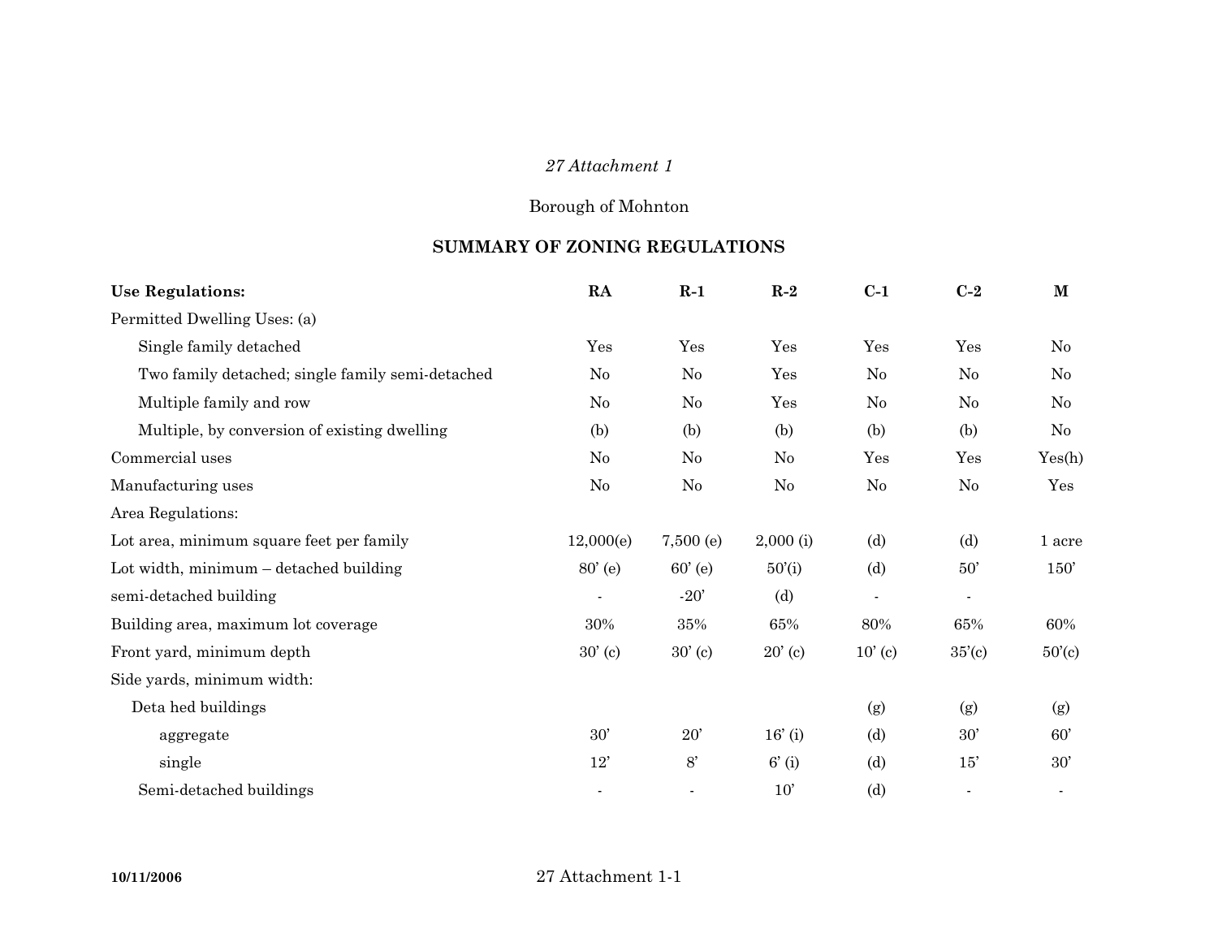*27 Attachment 1*

Borough of Mohnton

## SUMMARY OF ZONING REGULATIONS

| **Use Regulations:** | **RA** | **R-1** | **R-2** | **C-1** | **C-2** | **M** |
|---|---|---|---|---|---|---|
| Permitted Dwelling Uses: (a) | | | | | | |
| Single family detached | Yes | Yes | Yes | Yes | Yes | No |
| Two family detached; single family semi-detached | No | No | Yes | No | No | No |
| Multiple family and row | No | No | Yes | No | No | No |
| Multiple, by conversion of existing dwelling | (b) | (b) | (b) | (b) | (b) | No |
| Commercial uses | No | No | No | Yes | Yes | Yes(h) |
| Manufacturing uses | No | No | No | No | No | Yes |
| Area Regulations: | | | | | | |
| Lot area, minimum square feet per family | 12,000(e) | 7,500 (e) | 2,000 (i) | (d) | (d) | 1 acre |
| Lot width, minimum – detached building | 80' (e) | 60' (e) | 50'(i) | (d) | 50' | 150' |
| semi-detached building | - | -20' | (d) | - | - | |
| Building area, maximum lot coverage | 30% | 35% | 65% | 80% | 65% | 60% |
| Front yard, minimum depth | 30' (c) | 30' (c) | 20' (c) | 10' (c) | 35'(c) | 50'(c) |
| Side yards, minimum width: | | | | | | |
| Deta hed buildings | | | | (g) | (g) | (g) |
| aggregate | 30' | 20' | 16' (i) | (d) | 30' | 60' |
| single | 12' | 8' | 6' (i) | (d) | 15' | 30' |
| Semi-detached buildings | - | - | 10' | (d) | - | - |

10/11/2006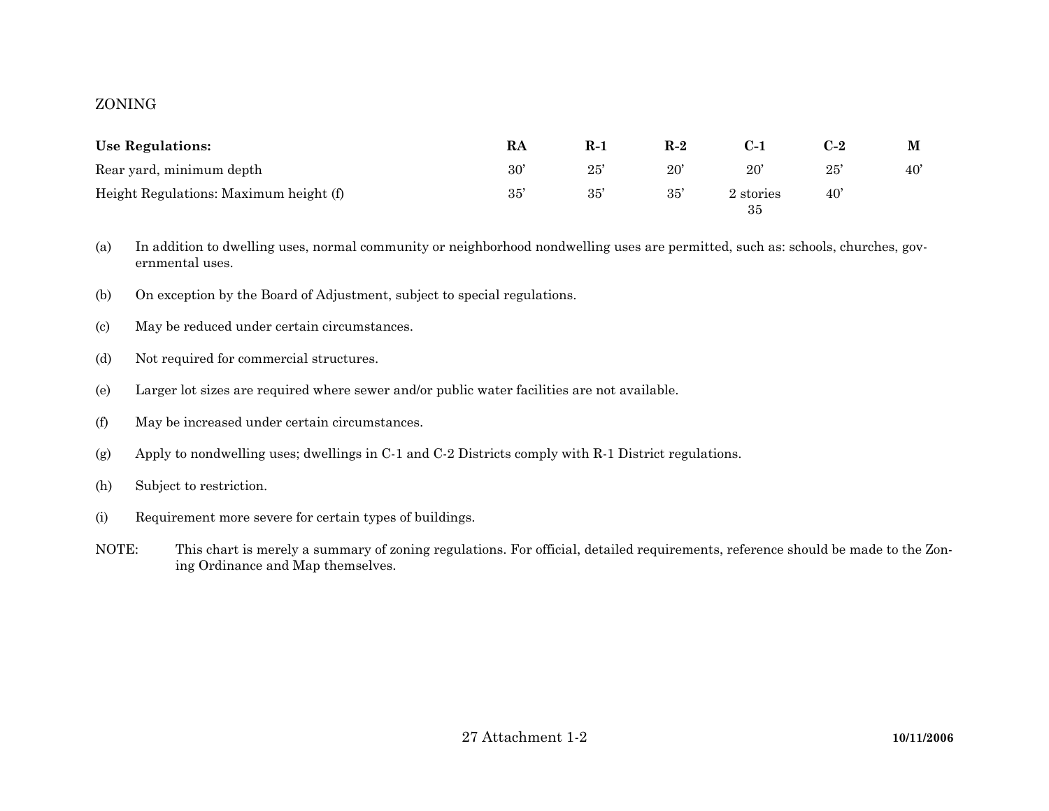ZONING

| Use Regulations: | RA | R-1 | R-2 | C-1 | C-2 | M |
|---|---|---|---|---|---|---|
| Rear yard, minimum depth | 30' | 25' | 20' | 20' | 25' | 40' |
| Height Regulations: Maximum height (f) | 35' | 35' | 35' | 2 stories 35 | 40' | |

(a) In addition to dwelling uses, normal community or neighborhood nondwelling uses are permitted, such as: schools, churches, governmental uses.

(b) On exception by the Board of Adjustment, subject to special regulations.

(c) May be reduced under certain circumstances.

(d) Not required for commercial structures.

(e) Larger lot sizes are required where sewer and/or public water facilities are not available.

(f) May be increased under certain circumstances.

(g) Apply to nondwelling uses; dwellings in C-1 and C-2 Districts comply with R-1 District regulations.

(h) Subject to restriction.

(i) Requirement more severe for certain types of buildings.

NOTE: This chart is merely a summary of zoning regulations. For official, detailed requirements, reference should be made to the Zoning Ordinance and Map themselves.